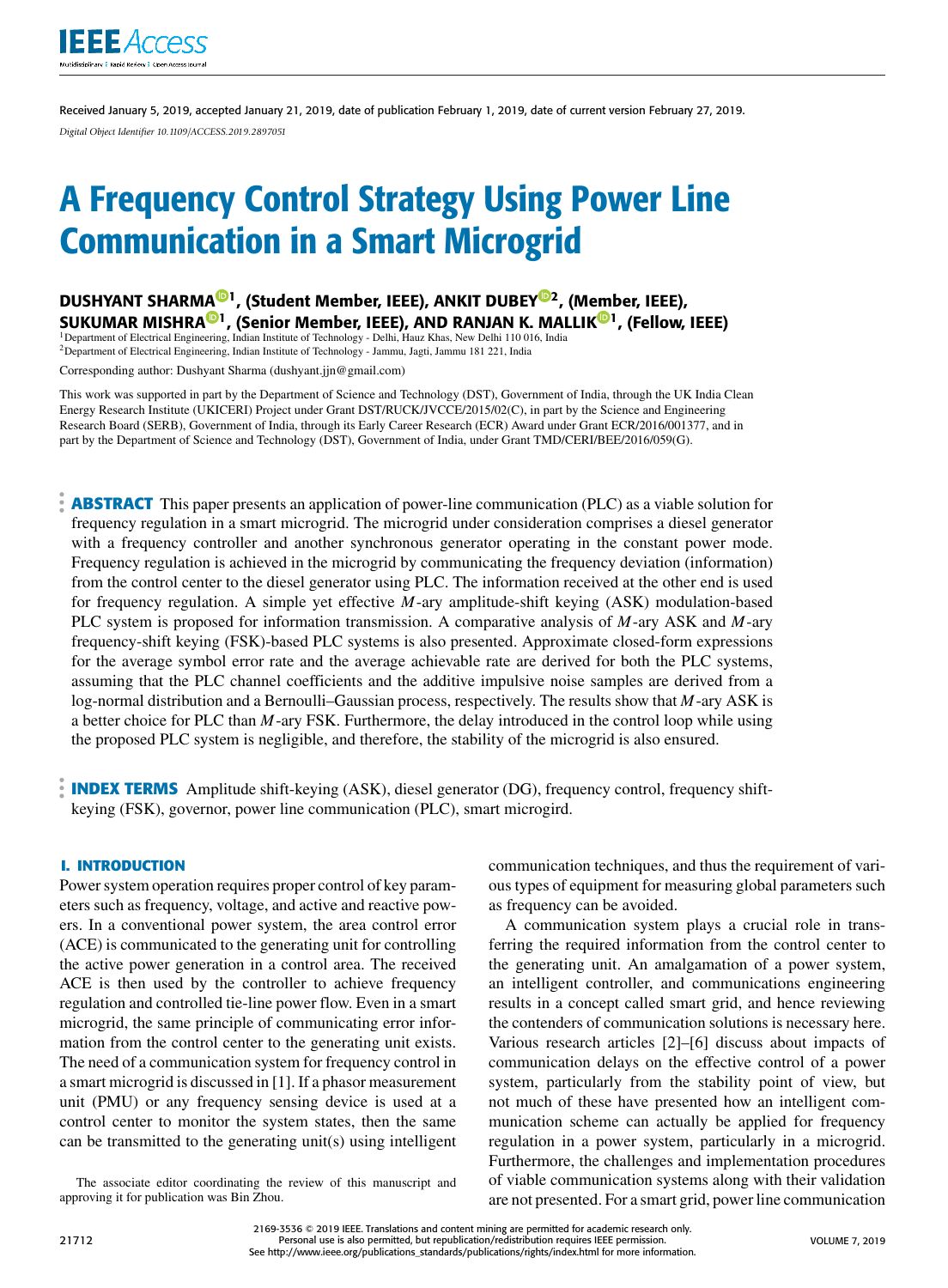Received January 5, 2019, accepted January 21, 2019, date of publication February 1, 2019, date of current version February 27, 2019.

*Digital Object Identifier 10.1109/ACCESS.2019.2897051*

# A Frequency Control Strategy Using Power Line Communication in a Smart Microgrid

**DUSHYANT SHARMA[1], (Student Member, IEEE), ANKIT DUBEY[2], (Member, IEEE), SUKUMAR MISHRA[1], (Senior Member, IEEE), AND RANJAN K. MALLIK[1], (Fellow, IEEE)**

[1]Department of Electrical Engineering, Indian Institute of Technology - Delhi, Hauz Khas, New Delhi 110 016, India
[2]Department of Electrical Engineering, Indian Institute of Technology - Jammu, Jagti, Jammu 181 221, India

Corresponding author: Dushyant Sharma (dushyant.jjn@gmail.com)

This work was supported in part by the Department of Science and Technology (DST), Government of India, through the UK India Clean Energy Research Institute (UKICERI) Project under Grant DST/RUCK/JVCCE/2015/02(C), in part by the Science and Engineering Research Board (SERB), Government of India, through its Early Career Research (ECR) Award under Grant ECR/2016/001377, and in part by the Department of Science and Technology (DST), Government of India, under Grant TMD/CERI/BEE/2016/059(G).

**ABSTRACT** This paper presents an application of power-line communication (PLC) as a viable solution for frequency regulation in a smart microgrid. The microgrid under consideration comprises a diesel generator with a frequency controller and another synchronous generator operating in the constant power mode. Frequency regulation is achieved in the microgrid by communicating the frequency deviation (information) from the control center to the diesel generator using PLC. The information received at the other end is used for frequency regulation. A simple yet effective $M$-ary amplitude-shift keying (ASK) modulation-based PLC system is proposed for information transmission. A comparative analysis of $M$-ary ASK and $M$-ary frequency-shift keying (FSK)-based PLC systems is also presented. Approximate closed-form expressions for the average symbol error rate and the average achievable rate are derived for both the PLC systems, assuming that the PLC channel coefficients and the additive impulsive noise samples are derived from a log-normal distribution and a Bernoulli–Gaussian process, respectively. The results show that $M$-ary ASK is a better choice for PLC than $M$-ary FSK. Furthermore, the delay introduced in the control loop while using the proposed PLC system is negligible, and therefore, the stability of the microgrid is also ensured.

**INDEX TERMS** Amplitude shift-keying (ASK), diesel generator (DG), frequency control, frequency shift-keying (FSK), governor, power line communication (PLC), smart microgird.

## I. INTRODUCTION

Power system operation requires proper control of key parameters such as frequency, voltage, and active and reactive powers. In a conventional power system, the area control error (ACE) is communicated to the generating unit for controlling the active power generation in a control area. The received ACE is then used by the controller to achieve frequency regulation and controlled tie-line power flow. Even in a smart microgrid, the same principle of communicating error information from the control center to the generating unit exists. The need of a communication system for frequency control in a smart microgrid is discussed in [1]. If a phasor measurement unit (PMU) or any frequency sensing device is used at a control center to monitor the system states, then the same can be transmitted to the generating unit(s) using intelligent communication techniques, and thus the requirement of various types of equipment for measuring global parameters such as frequency can be avoided.

A communication system plays a crucial role in transferring the required information from the control center to the generating unit. An amalgamation of a power system, an intelligent controller, and communications engineering results in a concept called smart grid, and hence reviewing the contenders of communication solutions is necessary here. Various research articles [2]–[6] discuss about impacts of communication delays on the effective control of a power system, particularly from the stability point of view, but not much of these have presented how an intelligent communication scheme can actually be applied for frequency regulation in a power system, particularly in a microgrid. Furthermore, the challenges and implementation procedures of viable communication systems along with their validation are not presented. For a smart grid, power line communication

The associate editor coordinating the review of this manuscript and approving it for publication was Bin Zhou.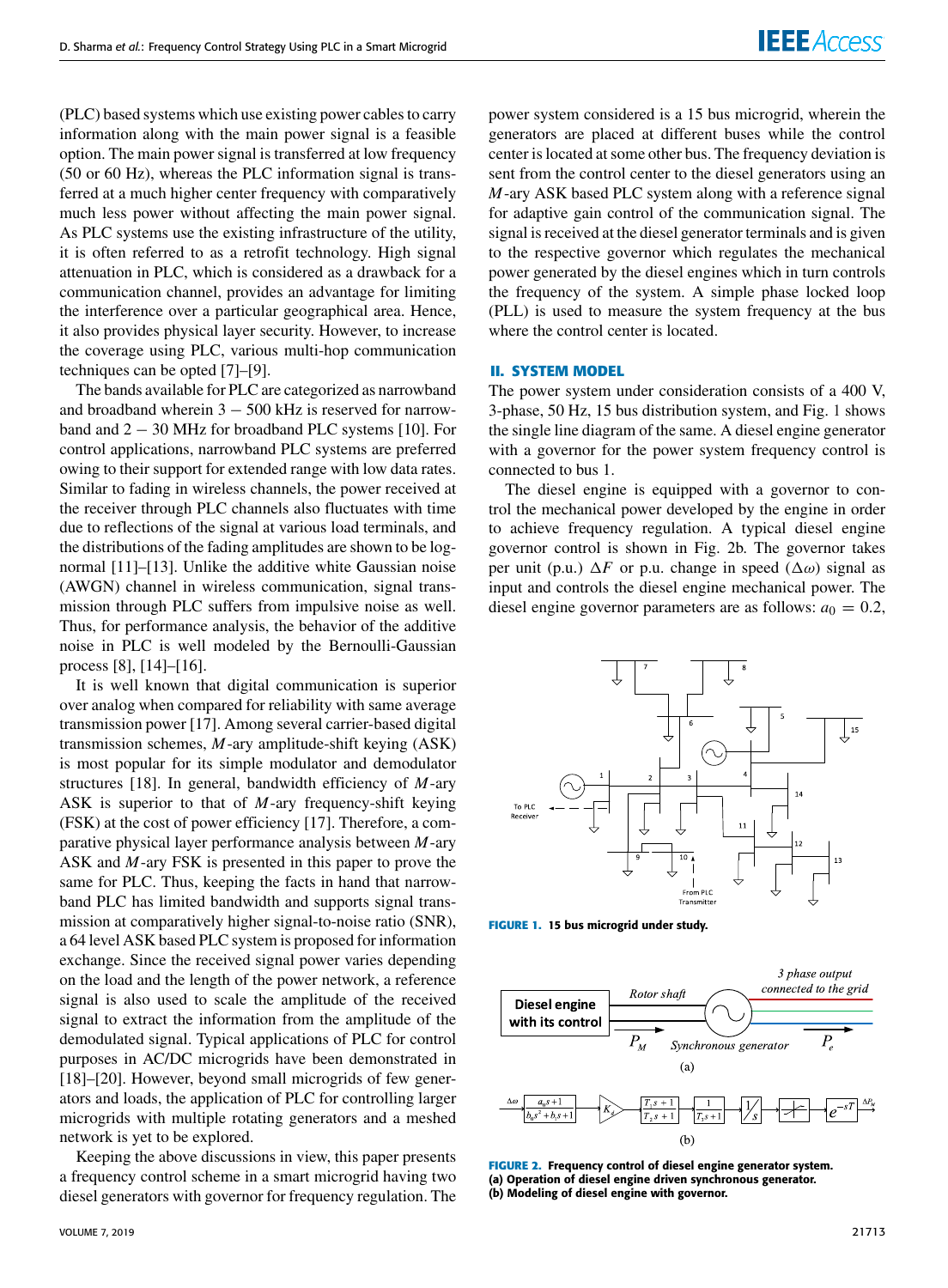(PLC) based systems which use existing power cables to carry information along with the main power signal is a feasible option. The main power signal is transferred at low frequency (50 or 60 Hz), whereas the PLC information signal is transferred at a much higher center frequency with comparatively much less power without affecting the main power signal. As PLC systems use the existing infrastructure of the utility, it is often referred to as a retrofit technology. High signal attenuation in PLC, which is considered as a drawback for a communication channel, provides an advantage for limiting the interference over a particular geographical area. Hence, it also provides physical layer security. However, to increase the coverage using PLC, various multi-hop communication techniques can be opted [7]–[9].

The bands available for PLC are categorized as narrowband and broadband wherein $3 - 500$ kHz is reserved for narrowband and $2 - 30$ MHz for broadband PLC systems [10]. For control applications, narrowband PLC systems are preferred owing to their support for extended range with low data rates. Similar to fading in wireless channels, the power received at the receiver through PLC channels also fluctuates with time due to reflections of the signal at various load terminals, and the distributions of the fading amplitudes are shown to be log-normal [11]–[13]. Unlike the additive white Gaussian noise (AWGN) channel in wireless communication, signal transmission through PLC suffers from impulsive noise as well. Thus, for performance analysis, the behavior of the additive noise in PLC is well modeled by the Bernoulli-Gaussian process [8], [14]–[16].

It is well known that digital communication is superior over analog when compared for reliability with same average transmission power [17]. Among several carrier-based digital transmission schemes, $M$-ary amplitude-shift keying (ASK) is most popular for its simple modulator and demodulator structures [18]. In general, bandwidth efficiency of $M$-ary ASK is superior to that of $M$-ary frequency-shift keying (FSK) at the cost of power efficiency [17]. Therefore, a comparative physical layer performance analysis between $M$-ary ASK and $M$-ary FSK is presented in this paper to prove the same for PLC. Thus, keeping the facts in hand that narrowband PLC has limited bandwidth and supports signal transmission at comparatively higher signal-to-noise ratio (SNR), a 64 level ASK based PLC system is proposed for information exchange. Since the received signal power varies depending on the load and the length of the power network, a reference signal is also used to scale the amplitude of the received signal to extract the information from the amplitude of the demodulated signal. Typical applications of PLC for control purposes in AC/DC microgrids have been demonstrated in [18]–[20]. However, beyond small microgrids of few generators and loads, the application of PLC for controlling larger microgrids with multiple rotating generators and a meshed network is yet to be explored.

Keeping the above discussions in view, this paper presents a frequency control scheme in a smart microgrid having two diesel generators with governor for frequency regulation. The power system considered is a 15 bus microgrid, wherein the generators are placed at different buses while the control center is located at some other bus. The frequency deviation is sent from the control center to the diesel generators using an $M$-ary ASK based PLC system along with a reference signal for adaptive gain control of the communication signal. The signal is received at the diesel generator terminals and is given to the respective governor which regulates the mechanical power generated by the diesel engines which in turn controls the frequency of the system. A simple phase locked loop (PLL) is used to measure the system frequency at the bus where the control center is located.

## II. SYSTEM MODEL

The power system under consideration consists of a 400 V, 3-phase, 50 Hz, 15 bus distribution system, and Fig. 1 shows the single line diagram of the same. A diesel engine generator with a governor for the power system frequency control is connected to bus 1.

The diesel engine is equipped with a governor to control the mechanical power developed by the engine in order to achieve frequency regulation. A typical diesel engine governor control is shown in Fig. 2b. The governor takes per unit (p.u.) $\Delta F$ or p.u. change in speed ($\Delta\omega$) signal as input and controls the diesel engine mechanical power. The diesel engine governor parameters are as follows: $a_0 = 0.2$,

**FIGURE 1.** 15 bus microgrid under study.

**FIGURE 2.** Frequency control of diesel engine generator system. (a) Operation of diesel engine driven synchronous generator. (b) Modeling of diesel engine with governor.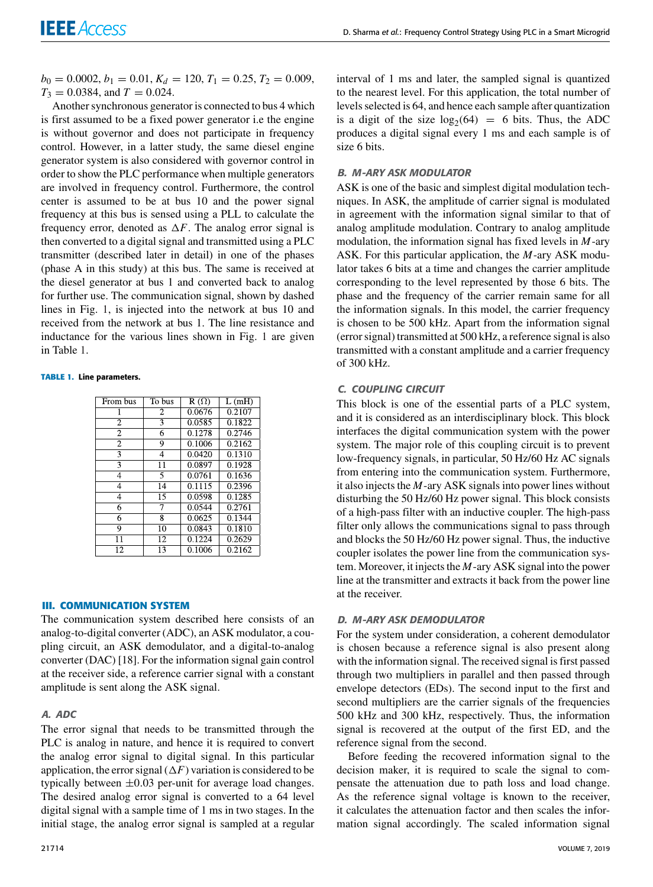$b_0 = 0.0002$, $b_1 = 0.01$, $K_d = 120$, $T_1 = 0.25$, $T_2 = 0.009$, $T_3 = 0.0384$, and $T = 0.024$.

Another synchronous generator is connected to bus 4 which is first assumed to be a fixed power generator i.e the engine is without governor and does not participate in frequency control. However, in a latter study, the same diesel engine generator system is also considered with governor control in order to show the PLC performance when multiple generators are involved in frequency control. Furthermore, the control center is assumed to be at bus 10 and the power signal frequency at this bus is sensed using a PLL to calculate the frequency error, denoted as $\Delta F$. The analog error signal is then converted to a digital signal and transmitted using a PLC transmitter (described later in detail) in one of the phases (phase A in this study) at this bus. The same is received at the diesel generator at bus 1 and converted back to analog for further use. The communication signal, shown by dashed lines in Fig. 1, is injected into the network at bus 10 and received from the network at bus 1. The line resistance and inductance for the various lines shown in Fig. 1 are given in Table 1.

**TABLE 1.** Line parameters.

| From bus | To bus | R (Ω) | L (mH) |
|---|---|---|---|
| 1 | 2 | 0.0676 | 0.2107 |
| 2 | 3 | 0.0585 | 0.1822 |
| 2 | 6 | 0.1278 | 0.2746 |
| 2 | 9 | 0.1006 | 0.2162 |
| 3 | 4 | 0.0420 | 0.1310 |
| 3 | 11 | 0.0897 | 0.1928 |
| 4 | 5 | 0.0761 | 0.1636 |
| 4 | 14 | 0.1115 | 0.2396 |
| 4 | 15 | 0.0598 | 0.1285 |
| 6 | 7 | 0.0544 | 0.2761 |
| 6 | 8 | 0.0625 | 0.1344 |
| 9 | 10 | 0.0843 | 0.1810 |
| 11 | 12 | 0.1224 | 0.2629 |
| 12 | 13 | 0.1006 | 0.2162 |

## III. COMMUNICATION SYSTEM

The communication system described here consists of an analog-to-digital converter (ADC), an ASK modulator, a coupling circuit, an ASK demodulator, and a digital-to-analog converter (DAC) [18]. For the information signal gain control at the receiver side, a reference carrier signal with a constant amplitude is sent along the ASK signal.

### A. ADC

The error signal that needs to be transmitted through the PLC is analog in nature, and hence it is required to convert the analog error signal to digital signal. In this particular application, the error signal ($\Delta F$) variation is considered to be typically between $\pm 0.03$ per-unit for average load changes. The desired analog error signal is converted to a 64 level digital signal with a sample time of 1 ms in two stages. In the initial stage, the analog error signal is sampled at a regular interval of 1 ms and later, the sampled signal is quantized to the nearest level. For this application, the total number of levels selected is 64, and hence each sample after quantization is a digit of the size $\log_2(64) = 6$ bits. Thus, the ADC produces a digital signal every 1 ms and each sample is of size 6 bits.

### B. M-ARY ASK MODULATOR

ASK is one of the basic and simplest digital modulation techniques. In ASK, the amplitude of carrier signal is modulated in agreement with the information signal similar to that of analog amplitude modulation. Contrary to analog amplitude modulation, the information signal has fixed levels in $M$-ary ASK. For this particular application, the $M$-ary ASK modulator takes 6 bits at a time and changes the carrier amplitude corresponding to the level represented by those 6 bits. The phase and the frequency of the carrier remain same for all the information signals. In this model, the carrier frequency is chosen to be 500 kHz. Apart from the information signal (error signal) transmitted at 500 kHz, a reference signal is also transmitted with a constant amplitude and a carrier frequency of 300 kHz.

### C. COUPLING CIRCUIT

This block is one of the essential parts of a PLC system, and it is considered as an interdisciplinary block. This block interfaces the digital communication system with the power system. The major role of this coupling circuit is to prevent low-frequency signals, in particular, 50 Hz/60 Hz AC signals from entering into the communication system. Furthermore, it also injects the $M$-ary ASK signals into power lines without disturbing the 50 Hz/60 Hz power signal. This block consists of a high-pass filter with an inductive coupler. The high-pass filter only allows the communications signal to pass through and blocks the 50 Hz/60 Hz power signal. Thus, the inductive coupler isolates the power line from the communication system. Moreover, it injects the $M$-ary ASK signal into the power line at the transmitter and extracts it back from the power line at the receiver.

### D. M-ARY ASK DEMODULATOR

For the system under consideration, a coherent demodulator is chosen because a reference signal is also present along with the information signal. The received signal is first passed through two multipliers in parallel and then passed through envelope detectors (EDs). The second input to the first and second multipliers are the carrier signals of the frequencies 500 kHz and 300 kHz, respectively. Thus, the information signal is recovered at the output of the first ED, and the reference signal from the second.

Before feeding the recovered information signal to the decision maker, it is required to scale the signal to compensate the attenuation due to path loss and load change. As the reference signal voltage is known to the receiver, it calculates the attenuation factor and then scales the information signal accordingly. The scaled information signal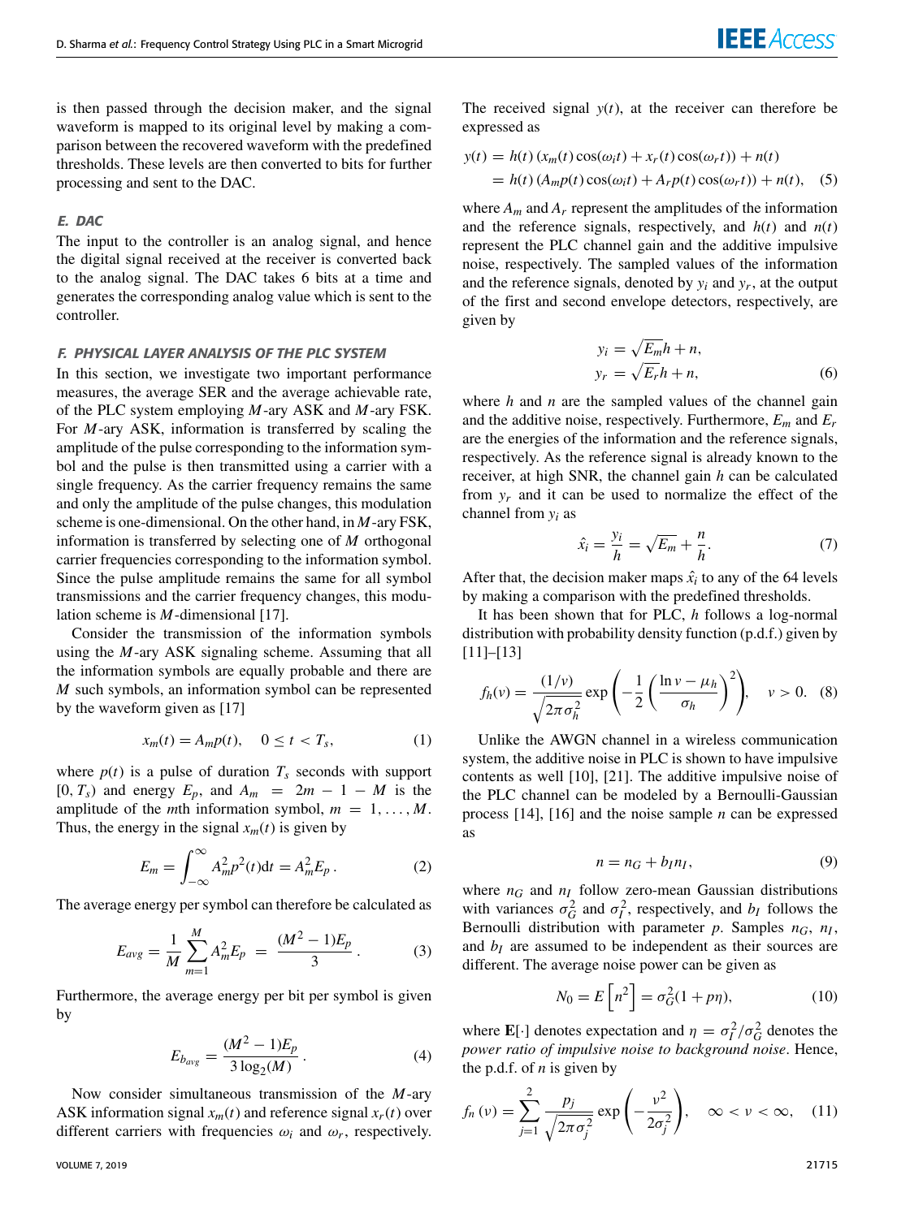is then passed through the decision maker, and the signal waveform is mapped to its original level by making a comparison between the recovered waveform with the predefined thresholds. These levels are then converted to bits for further processing and sent to the DAC.

### *E. DAC*

The input to the controller is an analog signal, and hence the digital signal received at the receiver is converted back to the analog signal. The DAC takes 6 bits at a time and generates the corresponding analog value which is sent to the controller.

### *F. PHYSICAL LAYER ANALYSIS OF THE PLC SYSTEM*

In this section, we investigate two important performance measures, the average SER and the average achievable rate, of the PLC system employing $M$-ary ASK and $M$-ary FSK. For $M$-ary ASK, information is transferred by scaling the amplitude of the pulse corresponding to the information symbol and the pulse is then transmitted using a carrier with a single frequency. As the carrier frequency remains the same and only the amplitude of the pulse changes, this modulation scheme is one-dimensional. On the other hand, in $M$-ary FSK, information is transferred by selecting one of $M$ orthogonal carrier frequencies corresponding to the information symbol. Since the pulse amplitude remains the same for all symbol transmissions and the carrier frequency changes, this modulation scheme is $M$-dimensional [17].

Consider the transmission of the information symbols using the $M$-ary ASK signaling scheme. Assuming that all the information symbols are equally probable and there are $M$ such symbols, an information symbol can be represented by the waveform given as [17]

$$x_m(t) = A_m p(t), \quad 0 \leq t < T_s, \tag{1}$$

where $p(t)$ is a pulse of duration $T_s$ seconds with support $[0, T_s)$ and energy $E_p$, and $A_m = 2m - 1 - M$ is the amplitude of the $m$th information symbol, $m = 1, \ldots, M$. Thus, the energy in the signal $x_m(t)$ is given by

$$E_m = \int_{-\infty}^{\infty} A_m^2 p^2(t) \mathrm{d}t = A_m^2 E_p\,. \tag{2}$$

The average energy per symbol can therefore be calculated as

$$E_{avg} = \frac{1}{M}\sum_{m=1}^{M} A_m^2 E_p = \frac{(M^2-1)E_p}{3}\,. \tag{3}$$

Furthermore, the average energy per bit per symbol is given by

$$E_{b_{avg}} = \frac{(M^2-1)E_p}{3\log_2(M)}\,. \tag{4}$$

Now consider simultaneous transmission of the $M$-ary ASK information signal $x_m(t)$ and reference signal $x_r(t)$ over different carriers with frequencies $\omega_i$ and $\omega_r$, respectively. The received signal $y(t)$, at the receiver can therefore be expressed as

$$\begin{aligned} y(t) &= h(t)\left(x_m(t)\cos(\omega_i t) + x_r(t)\cos(\omega_r t)\right) + n(t) \\ &= h(t)\left(A_m p(t)\cos(\omega_i t) + A_r p(t)\cos(\omega_r t)\right) + n(t), \end{aligned} \tag{5}$$

where $A_m$ and $A_r$ represent the amplitudes of the information and the reference signals, respectively, and $h(t)$ and $n(t)$ represent the PLC channel gain and the additive impulsive noise, respectively. The sampled values of the information and the reference signals, denoted by $y_i$ and $y_r$, at the output of the first and second envelope detectors, respectively, are given by

$$\begin{aligned} y_i &= \sqrt{E_m}h + n, \\ y_r &= \sqrt{E_r}h + n, \end{aligned} \tag{6}$$

where $h$ and $n$ are the sampled values of the channel gain and the additive noise, respectively. Furthermore, $E_m$ and $E_r$ are the energies of the information and the reference signals, respectively. As the reference signal is already known to the receiver, at high SNR, the channel gain $h$ can be calculated from $y_r$ and it can be used to normalize the effect of the channel from $y_i$ as

$$\hat{x}_i = \frac{y_i}{h} = \sqrt{E_m} + \frac{n}{h}. \tag{7}$$

After that, the decision maker maps $\hat{x}_i$ to any of the 64 levels by making a comparison with the predefined thresholds.

It has been shown that for PLC, $h$ follows a log-normal distribution with probability density function (p.d.f.) given by [11]–[13]

$$f_h(v) = \frac{(1/v)}{\sqrt{2\pi\sigma_h^2}} \exp\left(-\frac{1}{2}\left(\frac{\ln v - \mu_h}{\sigma_h}\right)^2\right), \quad v > 0. \tag{8}$$

Unlike the AWGN channel in a wireless communication system, the additive noise in PLC is shown to have impulsive contents as well [10], [21]. The additive impulsive noise of the PLC channel can be modeled by a Bernoulli-Gaussian process [14], [16] and the noise sample $n$ can be expressed as

$$n = n_G + b_I n_I, \tag{9}$$

where $n_G$ and $n_I$ follow zero-mean Gaussian distributions with variances $\sigma_G^2$ and $\sigma_I^2$, respectively, and $b_I$ follows the Bernoulli distribution with parameter $p$. Samples $n_G$, $n_I$, and $b_I$ are assumed to be independent as their sources are different. The average noise power can be given as

$$N_0 = E\left[n^2\right] = \sigma_G^2(1 + p\eta), \tag{10}$$

where $\mathbf{E}[\cdot]$ denotes expectation and $\eta = \sigma_I^2/\sigma_G^2$ denotes the *power ratio of impulsive noise to background noise*. Hence, the p.d.f. of $n$ is given by

$$f_n(v) = \sum_{j=1}^{2} \frac{p_j}{\sqrt{2\pi\sigma_j^2}} \exp\left(-\frac{v^2}{2\sigma_j^2}\right), \quad \infty < v < \infty, \tag{11}$$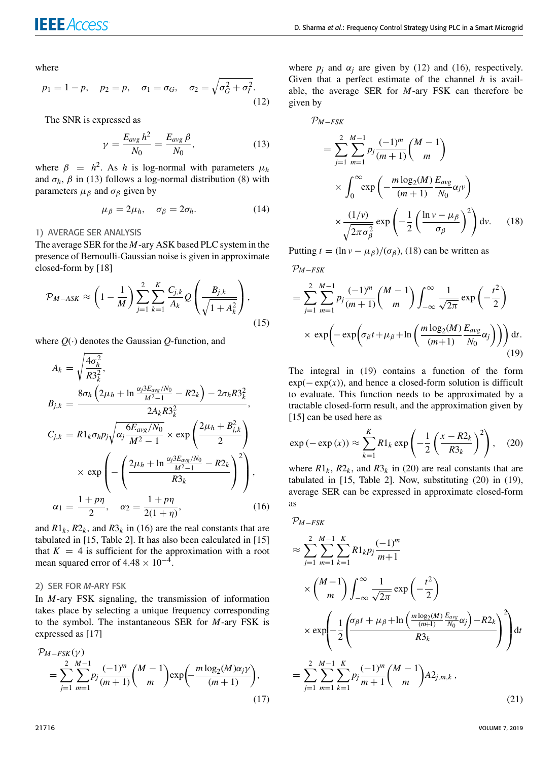where

$$p_1 = 1 - p, \quad p_2 = p, \quad \sigma_1 = \sigma_G, \quad \sigma_2 = \sqrt{\sigma_G^2 + \sigma_I^2}. \tag{12}$$

The SNR is expressed as

$$\gamma = \frac{E_{avg}\, h^2}{N_0} = \frac{E_{avg}\, \beta}{N_0}, \tag{13}$$

where $\beta = h^2$. As $h$ is log-normal with parameters $\mu_h$ and $\sigma_h$, $\beta$ in (13) follows a log-normal distribution (8) with parameters $\mu_\beta$ and $\sigma_\beta$ given by

$$\mu_\beta = 2\mu_h, \quad \sigma_\beta = 2\sigma_h. \tag{14}$$

#### 1) AVERAGE SER ANALYSIS

The average SER for the $M$-ary ASK based PLC system in the presence of Bernoulli-Gaussian noise is given in approximate closed-form by [18]

$$\mathcal{P}_{M-ASK} \approx \left(1 - \frac{1}{M}\right) \sum_{j=1}^{2} \sum_{k=1}^{K} \frac{C_{j,k}}{A_k} Q\left(\frac{B_{j,k}}{\sqrt{1 + A_k^2}}\right), \tag{15}$$

where $Q(\cdot)$ denotes the Gaussian $Q$-function, and

$$\begin{aligned}
A_k &= \sqrt{\frac{4\sigma_h^2}{R3_k^2}}, \\
B_{j,k} &= \frac{8\sigma_h \left(2\mu_h + \ln \frac{\alpha_j 3E_{avg}/N_0}{M^2-1} - R2_k\right) - 2\sigma_h R3_k^2}{2A_k R3_k^2}, \\
C_{j,k} &= R1_k \sigma_h p_j \sqrt{\alpha_j \frac{6E_{avg}/N_0}{M^2 - 1}} \times \exp\left(\frac{2\mu_h + B_{j,k}^2}{2}\right) \\
&\quad \times \exp\left(-\left(\frac{2\mu_h + \ln \frac{\alpha_j 3E_{avg}/N_0}{M^2-1} - R2_k}{R3_k}\right)^2\right), \\
\alpha_1 &= \frac{1 + p\eta}{2}, \quad \alpha_2 = \frac{1 + p\eta}{2(1 + \eta)},
\end{aligned} \tag{16}$$

and $R1_k$, $R2_k$, and $R3_k$ in (16) are the real constants that are tabulated in [15, Table 2]. It has also been calculated in [15] that $K = 4$ is sufficient for the approximation with a root mean squared error of $4.48 \times 10^{-4}$.

#### 2) SER FOR $M$-ARY FSK

In $M$-ary FSK signaling, the transmission of information takes place by selecting a unique frequency corresponding to the symbol. The instantaneous SER for $M$-ary FSK is expressed as [17]

$$\mathcal{P}_{M-FSK}(\gamma) = \sum_{j=1}^{2} \sum_{m=1}^{M-1} p_j \frac{(-1)^m}{(m+1)} \binom{M-1}{m} \exp\left(-\frac{m \log_2(M) \alpha_j \gamma}{(m+1)}\right), \tag{17}$$

where $p_j$ and $\alpha_j$ are given by (12) and (16), respectively. Given that a perfect estimate of the channel $h$ is available, the average SER for $M$-ary FSK can therefore be given by

$$\begin{aligned}
&\mathcal{P}_{M-FSK} \\
&= \sum_{j=1}^{2} \sum_{m=1}^{M-1} p_j \frac{(-1)^m}{(m+1)} \binom{M-1}{m} \\
&\quad \times \int_0^\infty \exp\left(-\frac{m \log_2(M)}{(m+1)} \frac{E_{avg}}{N_0} \alpha_j v\right) \\
&\quad \times \frac{(1/v)}{\sqrt{2\pi\sigma_\beta^2}} \exp\left(-\frac{1}{2}\left(\frac{\ln v - \mu_\beta}{\sigma_\beta}\right)^2\right) \mathrm{d}v.
\end{aligned} \tag{18}$$

Putting $t = (\ln v - \mu_\beta)/(\sigma_\beta)$, (18) can be written as

$$\begin{aligned}
&\mathcal{P}_{M-FSK} \\
&= \sum_{j=1}^{2} \sum_{m=1}^{M-1} p_j \frac{(-1)^m}{(m+1)} \binom{M-1}{m} \int_{-\infty}^{\infty} \frac{1}{\sqrt{2\pi}} \exp\left(-\frac{t^2}{2}\right) \\
&\quad \times \exp\left(-\exp\left(\sigma_\beta t + \mu_\beta + \ln\left(\frac{m \log_2(M)}{(m+1)} \frac{E_{avg}}{N_0} \alpha_j\right)\right)\right) \mathrm{d}t.
\end{aligned} \tag{19}$$

The integral in (19) contains a function of the form $\exp(-\exp(x))$, and hence a closed-form solution is difficult to evaluate. This function needs to be approximated by a tractable closed-form result, and the approximation given by [15] can be used here as

$$\exp\left(-\exp(x)\right) \approx \sum_{k=1}^{K} R1_k \exp\left(-\frac{1}{2}\left(\frac{x - R2_k}{R3_k}\right)^2\right), \tag{20}$$

where $R1_k$, $R2_k$, and $R3_k$ in (20) are real constants that are tabulated in [15, Table 2]. Now, substituting (20) in (19), average SER can be expressed in approximate closed-form as

$$\begin{aligned}
&\mathcal{P}_{M-FSK} \\
&\approx \sum_{j=1}^{2} \sum_{m=1}^{M-1} \sum_{k=1}^{K} R1_k p_j \frac{(-1)^m}{m+1} \\
&\quad \times \binom{M-1}{m} \int_{-\infty}^{\infty} \frac{1}{\sqrt{2\pi}} \exp\left(-\frac{t^2}{2}\right) \\
&\quad \times \exp\left(-\frac{1}{2}\left(\frac{\sigma_\beta t + \mu_\beta + \ln\left(\frac{m \log_2(M)}{(m+1)} \frac{E_{avg}}{N_0} \alpha_j\right) - R2_k}{R3_k}\right)^2\right) \mathrm{d}t \\
&= \sum_{j=1}^{2} \sum_{m=1}^{M-1} \sum_{k=1}^{K} p_j \frac{(-1)^m}{m+1} \binom{M-1}{m} A2_{j,m,k},
\end{aligned} \tag{21}$$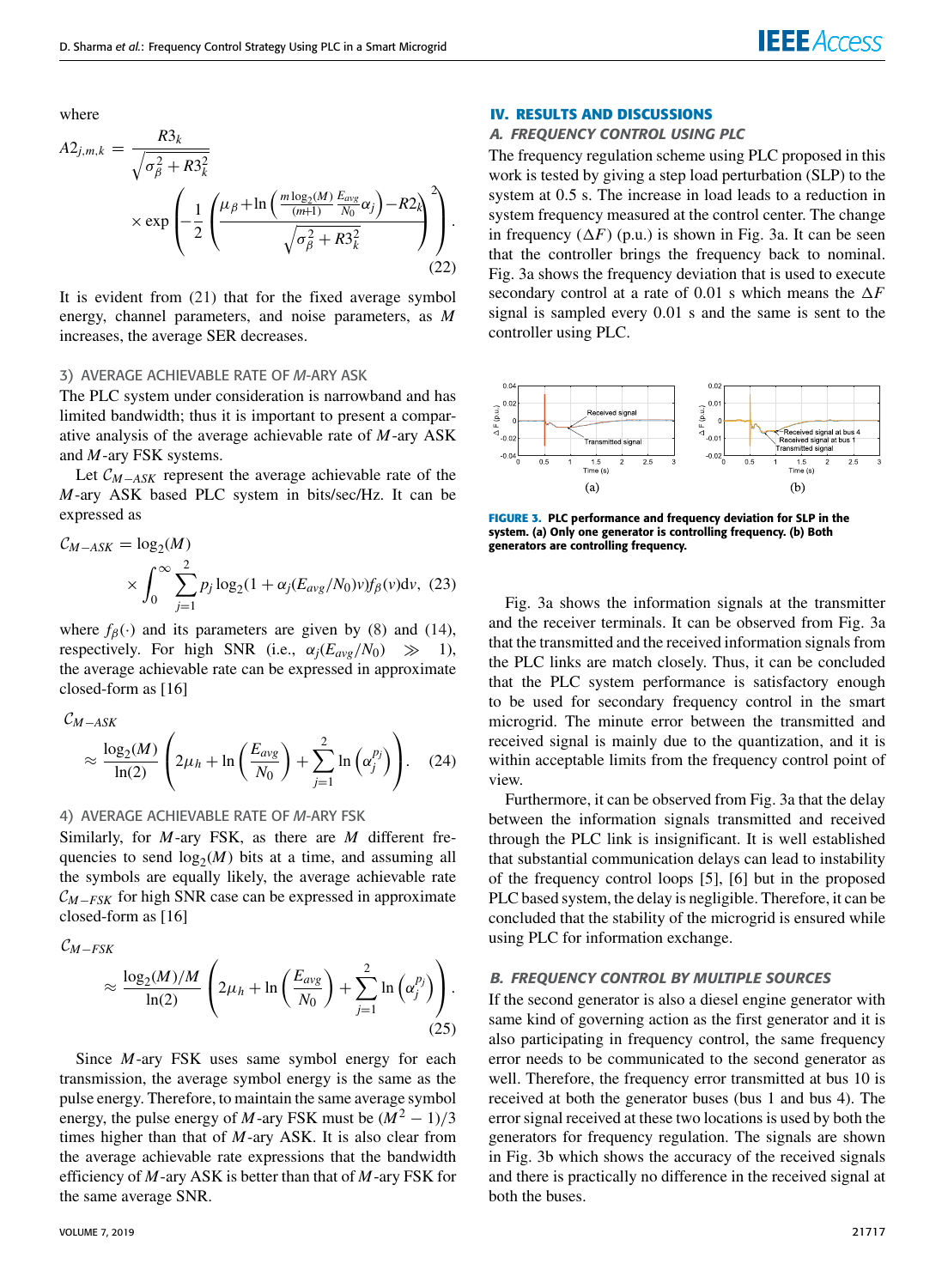where

$$A2_{j,m,k} = \frac{R3_k}{\sqrt{\sigma_\beta^2 + R3_k^2}} \times \exp\left(-\frac{1}{2}\left(\frac{\mu_\beta + \ln\left(\frac{m\log_2(M)}{(m+1)}\frac{E_{avg}}{N_0}\alpha_j\right) - R2_k}{\sqrt{\sigma_\beta^2 + R3_k^2}}\right)^2\right). \quad (22)$$

It is evident from (21) that for the fixed average symbol energy, channel parameters, and noise parameters, as $M$ increases, the average SER decreases.

#### 3) AVERAGE ACHIEVABLE RATE OF $M$-ARY ASK

The PLC system under consideration is narrowband and has limited bandwidth; thus it is important to present a comparative analysis of the average achievable rate of $M$-ary ASK and $M$-ary FSK systems.

Let $\mathcal{C}_{M-ASK}$ represent the average achievable rate of the $M$-ary ASK based PLC system in bits/sec/Hz. It can be expressed as

$$\mathcal{C}_{M-ASK} = \log_2(M) \times \int_0^\infty \sum_{j=1}^{2} p_j \log_2(1 + \alpha_j (E_{avg}/N_0)v) f_\beta(v) \mathrm{d}v, \quad (23)$$

where $f_\beta(\cdot)$ and its parameters are given by (8) and (14), respectively. For high SNR (i.e., $\alpha_j(E_{avg}/N_0) \gg 1$), the average achievable rate can be expressed in approximate closed-form as [16]

$$\mathcal{C}_{M-ASK} \approx \frac{\log_2(M)}{\ln(2)}\left(2\mu_h + \ln\left(\frac{E_{avg}}{N_0}\right) + \sum_{j=1}^{2} \ln\left(\alpha_j^{p_j}\right)\right). \quad (24)$$

#### 4) AVERAGE ACHIEVABLE RATE OF $M$-ARY FSK

Similarly, for $M$-ary FSK, as there are $M$ different frequencies to send $\log_2(M)$ bits at a time, and assuming all the symbols are equally likely, the average achievable rate $\mathcal{C}_{M-FSK}$ for high SNR case can be expressed in approximate closed-form as [16]

$$\mathcal{C}_{M-FSK} \approx \frac{\log_2(M)/M}{\ln(2)}\left(2\mu_h + \ln\left(\frac{E_{avg}}{N_0}\right) + \sum_{j=1}^{2} \ln\left(\alpha_j^{p_j}\right)\right). \quad (25)$$

Since $M$-ary FSK uses same symbol energy for each transmission, the average symbol energy is the same as the pulse energy. Therefore, to maintain the same average symbol energy, the pulse energy of $M$-ary FSK must be $(M^2 - 1)/3$ times higher than that of $M$-ary ASK. It is also clear from the average achievable rate expressions that the bandwidth efficiency of $M$-ary ASK is better than that of $M$-ary FSK for the same average SNR.

## IV. RESULTS AND DISCUSSIONS

### A. FREQUENCY CONTROL USING PLC

The frequency regulation scheme using PLC proposed in this work is tested by giving a step load perturbation (SLP) to the system at 0.5 s. The increase in load leads to a reduction in system frequency measured at the control center. The change in frequency ($\Delta F$) (p.u.) is shown in Fig. 3a. It can be seen that the controller brings the frequency back to nominal. Fig. 3a shows the frequency deviation that is used to execute secondary control at a rate of 0.01 s which means the $\Delta F$ signal is sampled every 0.01 s and the same is sent to the controller using PLC.

**FIGURE 3.** PLC performance and frequency deviation for SLP in the system. (a) Only one generator is controlling frequency. (b) Both generators are controlling frequency.

Fig. 3a shows the information signals at the transmitter and the receiver terminals. It can be observed from Fig. 3a that the transmitted and the received information signals from the PLC links are match closely. Thus, it can be concluded that the PLC system performance is satisfactory enough to be used for secondary frequency control in the smart microgrid. The minute error between the transmitted and received signal is mainly due to the quantization, and it is within acceptable limits from the frequency control point of view.

Furthermore, it can be observed from Fig. 3a that the delay between the information signals transmitted and received through the PLC link is insignificant. It is well established that substantial communication delays can lead to instability of the frequency control loops [5], [6] but in the proposed PLC based system, the delay is negligible. Therefore, it can be concluded that the stability of the microgrid is ensured while using PLC for information exchange.

### B. FREQUENCY CONTROL BY MULTIPLE SOURCES

If the second generator is also a diesel engine generator with same kind of governing action as the first generator and it is also participating in frequency control, the same frequency error needs to be communicated to the second generator as well. Therefore, the frequency error transmitted at bus 10 is received at both the generator buses (bus 1 and bus 4). The error signal received at these two locations is used by both the generators for frequency regulation. The signals are shown in Fig. 3b which shows the accuracy of the received signals and there is practically no difference in the received signal at both the buses.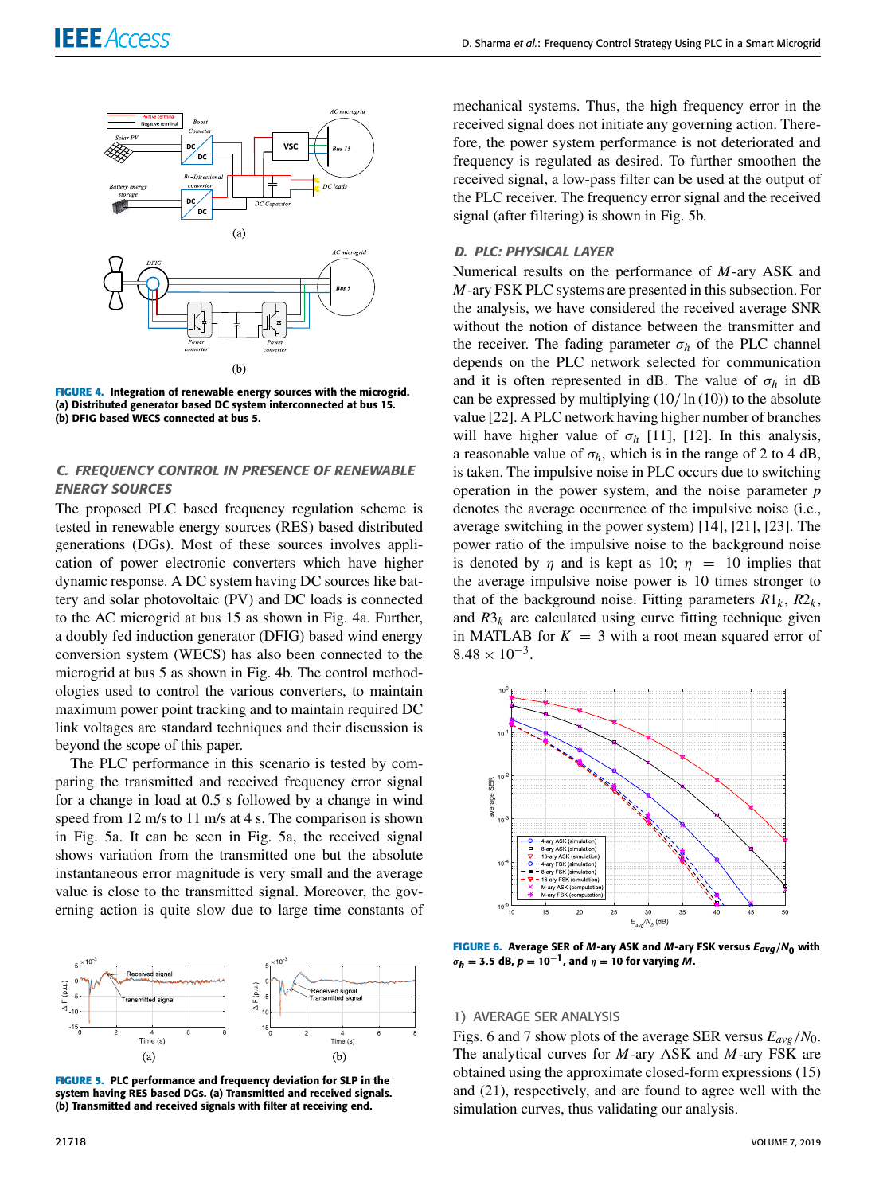FIGURE 4. Integration of renewable energy sources with the microgrid. (a) Distributed generator based DC system interconnected at bus 15. (b) DFIG based WECS connected at bus 5.

### C. FREQUENCY CONTROL IN PRESENCE OF RENEWABLE ENERGY SOURCES

The proposed PLC based frequency regulation scheme is tested in renewable energy sources (RES) based distributed generations (DGs). Most of these sources involves application of power electronic converters which have higher dynamic response. A DC system having DC sources like battery and solar photovoltaic (PV) and DC loads is connected to the AC microgrid at bus 15 as shown in Fig. 4a. Further, a doubly fed induction generator (DFIG) based wind energy conversion system (WECS) has also been connected to the microgrid at bus 5 as shown in Fig. 4b. The control methodologies used to control the various converters, to maintain maximum power point tracking and to maintain required DC link voltages are standard techniques and their discussion is beyond the scope of this paper.

The PLC performance in this scenario is tested by comparing the transmitted and received frequency error signal for a change in load at 0.5 s followed by a change in wind speed from 12 m/s to 11 m/s at 4 s. The comparison is shown in Fig. 5a. It can be seen in Fig. 5a, the received signal shows variation from the transmitted one but the absolute instantaneous error magnitude is very small and the average value is close to the transmitted signal. Moreover, the governing action is quite slow due to large time constants of mechanical systems. Thus, the high frequency error in the received signal does not initiate any governing action. Therefore, the power system performance is not deteriorated and frequency is regulated as desired. To further smoothen the received signal, a low-pass filter can be used at the output of the PLC receiver. The frequency error signal and the received signal (after filtering) is shown in Fig. 5b.

FIGURE 5. PLC performance and frequency deviation for SLP in the system having RES based DGs. (a) Transmitted and received signals. (b) Transmitted and received signals with filter at receiving end.

### D. PLC: PHYSICAL LAYER

Numerical results on the performance of $M$-ary ASK and $M$-ary FSK PLC systems are presented in this subsection. For the analysis, we have considered the received average SNR without the notion of distance between the transmitter and the receiver. The fading parameter $\sigma_h$ of the PLC channel depends on the PLC network selected for communication and it is often represented in dB. The value of $\sigma_h$ in dB can be expressed by multiplying $(10/\ln(10))$ to the absolute value [22]. A PLC network having higher number of branches will have higher value of $\sigma_h$ [11], [12]. In this analysis, a reasonable value of $\sigma_h$, which is in the range of 2 to 4 dB, is taken. The impulsive noise in PLC occurs due to switching operation in the power system, and the noise parameter $p$ denotes the average occurrence of the impulsive noise (i.e., average switching in the power system) [14], [21], [23]. The power ratio of the impulsive noise to the background noise is denoted by $\eta$ and is kept as 10; $\eta = 10$ implies that the average impulsive noise power is 10 times stronger to that of the background noise. Fitting parameters $R1_k$, $R2_k$, and $R3_k$ are calculated using curve fitting technique given in MATLAB for $K = 3$ with a root mean squared error of $8.48 \times 10^{-3}$.

FIGURE 6. Average SER of $M$-ary ASK and $M$-ary FSK versus $E_{avg}/N_0$ with $\sigma_h = 3.5$ dB, $p = 10^{-1}$, and $\eta = 10$ for varying $M$.

#### 1) AVERAGE SER ANALYSIS

Figs. 6 and 7 show plots of the average SER versus $E_{avg}/N_0$. The analytical curves for $M$-ary ASK and $M$-ary FSK are obtained using the approximate closed-form expressions (15) and (21), respectively, and are found to agree well with the simulation curves, thus validating our analysis.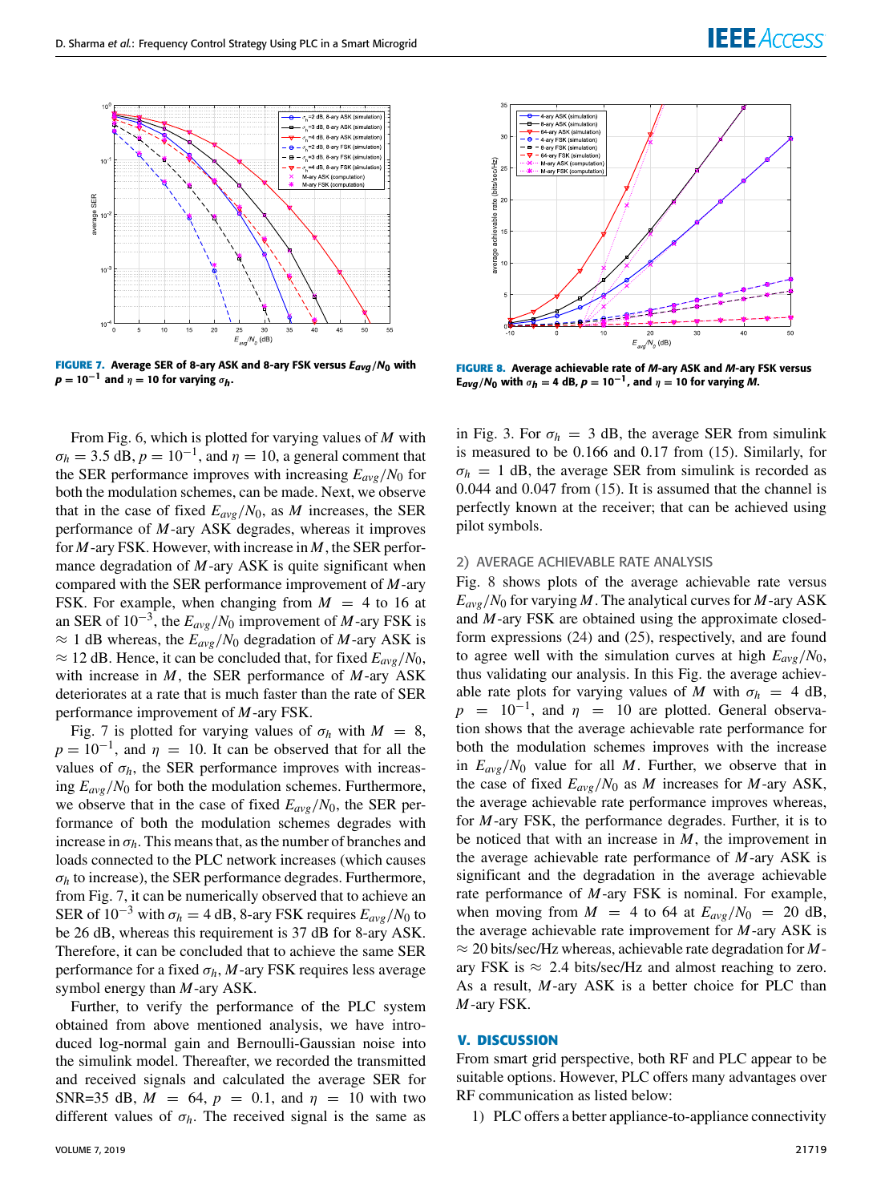**FIGURE 7.** Average SER of 8-ary ASK and 8-ary FSK versus $E_{avg}/N_0$ with $p = 10^{-1}$ and $\eta = 10$ for varying $\sigma_h$.

**FIGURE 8.** Average achievable rate of $M$-ary ASK and $M$-ary FSK versus $E_{avg}/N_0$ with $\sigma_h = 4$ dB, $p = 10^{-1}$, and $\eta = 10$ for varying $M$.

From Fig. 6, which is plotted for varying values of $M$ with $\sigma_h = 3.5$ dB, $p = 10^{-1}$, and $\eta = 10$, a general comment that the SER performance improves with increasing $E_{avg}/N_0$ for both the modulation schemes, can be made. Next, we observe that in the case of fixed $E_{avg}/N_0$, as $M$ increases, the SER performance of $M$-ary ASK degrades, whereas it improves for $M$-ary FSK. However, with increase in $M$, the SER performance degradation of $M$-ary ASK is quite significant when compared with the SER performance improvement of $M$-ary FSK. For example, when changing from $M = 4$ to 16 at an SER of $10^{-3}$, the $E_{avg}/N_0$ improvement of $M$-ary FSK is $\approx 1$ dB whereas, the $E_{avg}/N_0$ degradation of $M$-ary ASK is $\approx 12$ dB. Hence, it can be concluded that, for fixed $E_{avg}/N_0$, with increase in $M$, the SER performance of $M$-ary ASK deteriorates at a rate that is much faster than the rate of SER performance improvement of $M$-ary FSK.

Fig. 7 is plotted for varying values of $\sigma_h$ with $M = 8$, $p = 10^{-1}$, and $\eta = 10$. It can be observed that for all the values of $\sigma_h$, the SER performance improves with increasing $E_{avg}/N_0$ for both the modulation schemes. Furthermore, we observe that in the case of fixed $E_{avg}/N_0$, the SER performance of both the modulation schemes degrades with increase in $\sigma_h$. This means that, as the number of branches and loads connected to the PLC network increases (which causes $\sigma_h$ to increase), the SER performance degrades. Furthermore, from Fig. 7, it can be numerically observed that to achieve an SER of $10^{-3}$ with $\sigma_h = 4$ dB, 8-ary FSK requires $E_{avg}/N_0$ to be 26 dB, whereas this requirement is 37 dB for 8-ary ASK. Therefore, it can be concluded that to achieve the same SER performance for a fixed $\sigma_h$, $M$-ary FSK requires less average symbol energy than $M$-ary ASK.

Further, to verify the performance of the PLC system obtained from above mentioned analysis, we have introduced log-normal gain and Bernoulli-Gaussian noise into the simulink model. Thereafter, we recorded the transmitted and received signals and calculated the average SER for SNR=35 dB, $M = 64$, $p = 0.1$, and $\eta = 10$ with two different values of $\sigma_h$. The received signal is the same as in Fig. 3. For $\sigma_h = 3$ dB, the average SER from simulink is measured to be 0.166 and 0.17 from (15). Similarly, for $\sigma_h = 1$ dB, the average SER from simulink is recorded as 0.044 and 0.047 from (15). It is assumed that the channel is perfectly known at the receiver; that can be achieved using pilot symbols.

### 2) AVERAGE ACHIEVABLE RATE ANALYSIS

Fig. 8 shows plots of the average achievable rate versus $E_{avg}/N_0$ for varying $M$. The analytical curves for $M$-ary ASK and $M$-ary FSK are obtained using the approximate closed-form expressions (24) and (25), respectively, and are found to agree well with the simulation curves at high $E_{avg}/N_0$, thus validating our analysis. In this Fig. the average achievable rate plots for varying values of $M$ with $\sigma_h = 4$ dB, $p = 10^{-1}$, and $\eta = 10$ are plotted. General observation shows that the average achievable rate performance for both the modulation schemes improves with the increase in $E_{avg}/N_0$ value for all $M$. Further, we observe that in the case of fixed $E_{avg}/N_0$ as $M$ increases for $M$-ary ASK, the average achievable rate performance improves whereas, for $M$-ary FSK, the performance degrades. Further, it is to be noticed that with an increase in $M$, the improvement in the average achievable rate performance of $M$-ary ASK is significant and the degradation in the average achievable rate performance of $M$-ary FSK is nominal. For example, when moving from $M = 4$ to 64 at $E_{avg}/N_0 = 20$ dB, the average achievable rate improvement for $M$-ary ASK is $\approx 20$ bits/sec/Hz whereas, achievable rate degradation for $M$-ary FSK is $\approx$ 2.4 bits/sec/Hz and almost reaching to zero. As a result, $M$-ary ASK is a better choice for PLC than $M$-ary FSK.

## V. DISCUSSION

From smart grid perspective, both RF and PLC appear to be suitable options. However, PLC offers many advantages over RF communication as listed below:

1) PLC offers a better appliance-to-appliance connectivity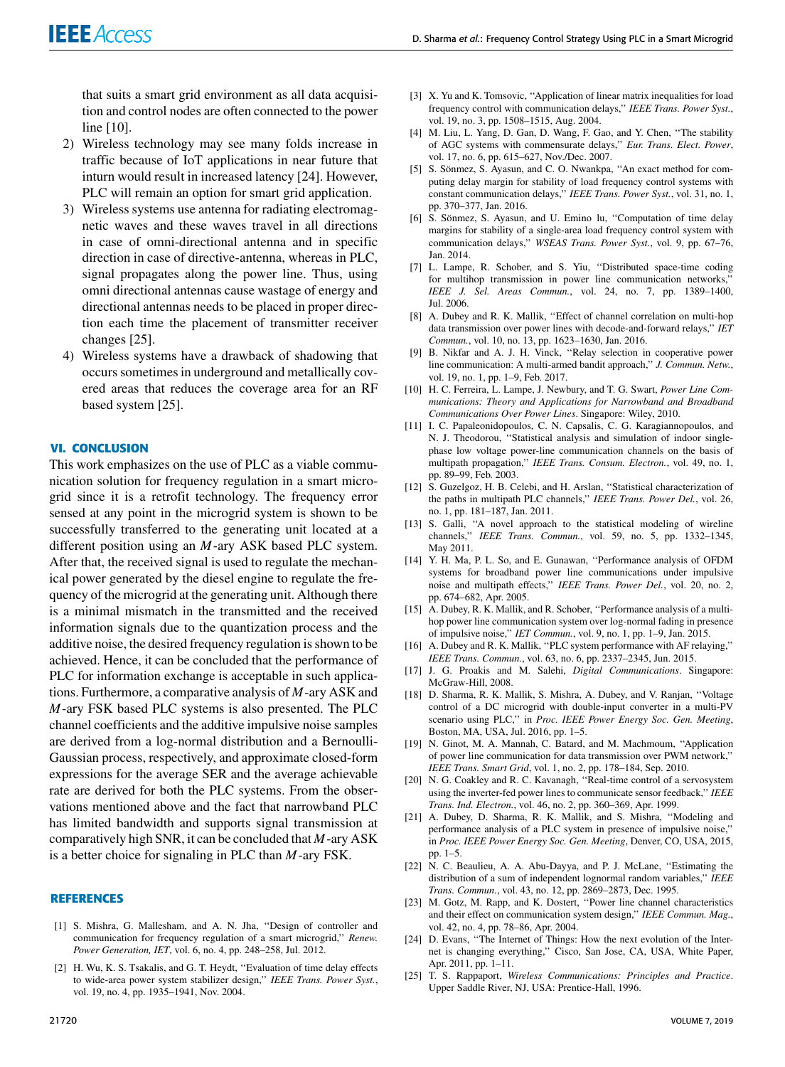that suits a smart grid environment as all data acquisition and control nodes are often connected to the power line [10].

2) Wireless technology may see many folds increase in traffic because of IoT applications in near future that inturn would result in increased latency [24]. However, PLC will remain an option for smart grid application.
3) Wireless systems use antenna for radiating electromagnetic waves and these waves travel in all directions in case of omni-directional antenna and in specific direction in case of directive-antenna, whereas in PLC, signal propagates along the power line. Thus, using omni directional antennas cause wastage of energy and directional antennas needs to be placed in proper direction each time the placement of transmitter receiver changes [25].
4) Wireless systems have a drawback of shadowing that occurs sometimes in underground and metallically covered areas that reduces the coverage area for an RF based system [25].

## VI. CONCLUSION

This work emphasizes on the use of PLC as a viable communication solution for frequency regulation in a smart microgrid since it is a retrofit technology. The frequency error sensed at any point in the microgrid system is shown to be successfully transferred to the generating unit located at a different position using an $M$-ary ASK based PLC system. After that, the received signal is used to regulate the mechanical power generated by the diesel engine to regulate the frequency of the microgrid at the generating unit. Although there is a minimal mismatch in the transmitted and the received information signals due to the quantization process and the additive noise, the desired frequency regulation is shown to be achieved. Hence, it can be concluded that the performance of PLC for information exchange is acceptable in such applications. Furthermore, a comparative analysis of $M$-ary ASK and $M$-ary FSK based PLC systems is also presented. The PLC channel coefficients and the additive impulsive noise samples are derived from a log-normal distribution and a Bernoulli-Gaussian process, respectively, and approximate closed-form expressions for the average SER and the average achievable rate are derived for both the PLC systems. From the observations mentioned above and the fact that narrowband PLC has limited bandwidth and supports signal transmission at comparatively high SNR, it can be concluded that $M$-ary ASK is a better choice for signaling in PLC than $M$-ary FSK.

## REFERENCES

[1] S. Mishra, G. Mallesham, and A. N. Jha, "Design of controller and communication for frequency regulation of a smart microgrid," *Renew. Power Generation, IET*, vol. 6, no. 4, pp. 248–258, Jul. 2012.

[2] H. Wu, K. S. Tsakalis, and G. T. Heydt, "Evaluation of time delay effects to wide-area power system stabilizer design," *IEEE Trans. Power Syst.*, vol. 19, no. 4, pp. 1935–1941, Nov. 2004.

[3] X. Yu and K. Tomsovic, "Application of linear matrix inequalities for load frequency control with communication delays," *IEEE Trans. Power Syst.*, vol. 19, no. 3, pp. 1508–1515, Aug. 2004.

[4] M. Liu, L. Yang, D. Gan, D. Wang, F. Gao, and Y. Chen, "The stability of AGC systems with commensurate delays," *Eur. Trans. Elect. Power*, vol. 17, no. 6, pp. 615–627, Nov./Dec. 2007.

[5] S. Sönmez, S. Ayasun, and C. O. Nwankpa, "An exact method for computing delay margin for stability of load frequency control systems with constant communication delays," *IEEE Trans. Power Syst.*, vol. 31, no. 1, pp. 370–377, Jan. 2016.

[6] S. Sönmez, S. Ayasun, and U. Emino lu, "Computation of time delay margins for stability of a single-area load frequency control system with communication delays," *WSEAS Trans. Power Syst.*, vol. 9, pp. 67–76, Jan. 2014.

[7] L. Lampe, R. Schober, and S. Yiu, "Distributed space-time coding for multihop transmission in power line communication networks," *IEEE J. Sel. Areas Commun.*, vol. 24, no. 7, pp. 1389–1400, Jul. 2006.

[8] A. Dubey and R. K. Mallik, "Effect of channel correlation on multi-hop data transmission over power lines with decode-and-forward relays," *IET Commun.*, vol. 10, no. 13, pp. 1623–1630, Jan. 2016.

[9] B. Nikfar and A. J. H. Vinck, "Relay selection in cooperative power line communication: A multi-armed bandit approach," *J. Commun. Netw.*, vol. 19, no. 1, pp. 1–9, Feb. 2017.

[10] H. C. Ferreira, L. Lampe, J. Newbury, and T. G. Swart, *Power Line Communications: Theory and Applications for Narrowband and Broadband Communications Over Power Lines*. Singapore: Wiley, 2010.

[11] I. C. Papaleonidopoulos, C. N. Capsalis, C. G. Karagiannopoulos, and N. J. Theodorou, "Statistical analysis and simulation of indoor single-phase low voltage power-line communication channels on the basis of multipath propagation," *IEEE Trans. Consum. Electron.*, vol. 49, no. 1, pp. 89–99, Feb. 2003.

[12] S. Guzelgoz, H. B. Celebi, and H. Arslan, "Statistical characterization of the paths in multipath PLC channels," *IEEE Trans. Power Del.*, vol. 26, no. 1, pp. 181–187, Jan. 2011.

[13] S. Galli, "A novel approach to the statistical modeling of wireline channels," *IEEE Trans. Commun.*, vol. 59, no. 5, pp. 1332–1345, May 2011.

[14] Y. H. Ma, P. L. So, and E. Gunawan, "Performance analysis of OFDM systems for broadband power line communications under impulsive noise and multipath effects," *IEEE Trans. Power Del.*, vol. 20, no. 2, pp. 674–682, Apr. 2005.

[15] A. Dubey, R. K. Mallik, and R. Schober, "Performance analysis of a multi-hop power line communication system over log-normal fading in presence of impulsive noise," *IET Commun.*, vol. 9, no. 1, pp. 1–9, Jan. 2015.

[16] A. Dubey and R. K. Mallik, "PLC system performance with AF relaying," *IEEE Trans. Commun.*, vol. 63, no. 6, pp. 2337–2345, Jun. 2015.

[17] J. G. Proakis and M. Salehi, *Digital Communications*. Singapore: McGraw-Hill, 2008.

[18] D. Sharma, R. K. Mallik, S. Mishra, A. Dubey, and V. Ranjan, "Voltage control of a DC microgrid with double-input converter in a multi-PV scenario using PLC," in *Proc. IEEE Power Energy Soc. Gen. Meeting*, Boston, MA, USA, Jul. 2016, pp. 1–5.

[19] N. Ginot, M. A. Mannah, C. Batard, and M. Machmoum, "Application of power line communication for data transmission over PWM network," *IEEE Trans. Smart Grid*, vol. 1, no. 2, pp. 178–184, Sep. 2010.

[20] N. G. Coakley and R. C. Kavanagh, "Real-time control of a servosystem using the inverter-fed power lines to communicate sensor feedback," *IEEE Trans. Ind. Electron.*, vol. 46, no. 2, pp. 360–369, Apr. 1999.

[21] A. Dubey, D. Sharma, R. K. Mallik, and S. Mishra, "Modeling and performance analysis of a PLC system in presence of impulsive noise," in *Proc. IEEE Power Energy Soc. Gen. Meeting*, Denver, CO, USA, 2015, pp. 1–5.

[22] N. C. Beaulieu, A. A. Abu-Dayya, and P. J. McLane, "Estimating the distribution of a sum of independent lognormal random variables," *IEEE Trans. Commun.*, vol. 43, no. 12, pp. 2869–2873, Dec. 1995.

[23] M. Gotz, M. Rapp, and K. Dostert, "Power line channel characteristics and their effect on communication system design," *IEEE Commun. Mag.*, vol. 42, no. 4, pp. 78–86, Apr. 2004.

[24] D. Evans, "The Internet of Things: How the next evolution of the Internet is changing everything," Cisco, San Jose, CA, USA, White Paper, Apr. 2011, pp. 1–11.

[25] T. S. Rappaport, *Wireless Communications: Principles and Practice*. Upper Saddle River, NJ, USA: Prentice-Hall, 1996.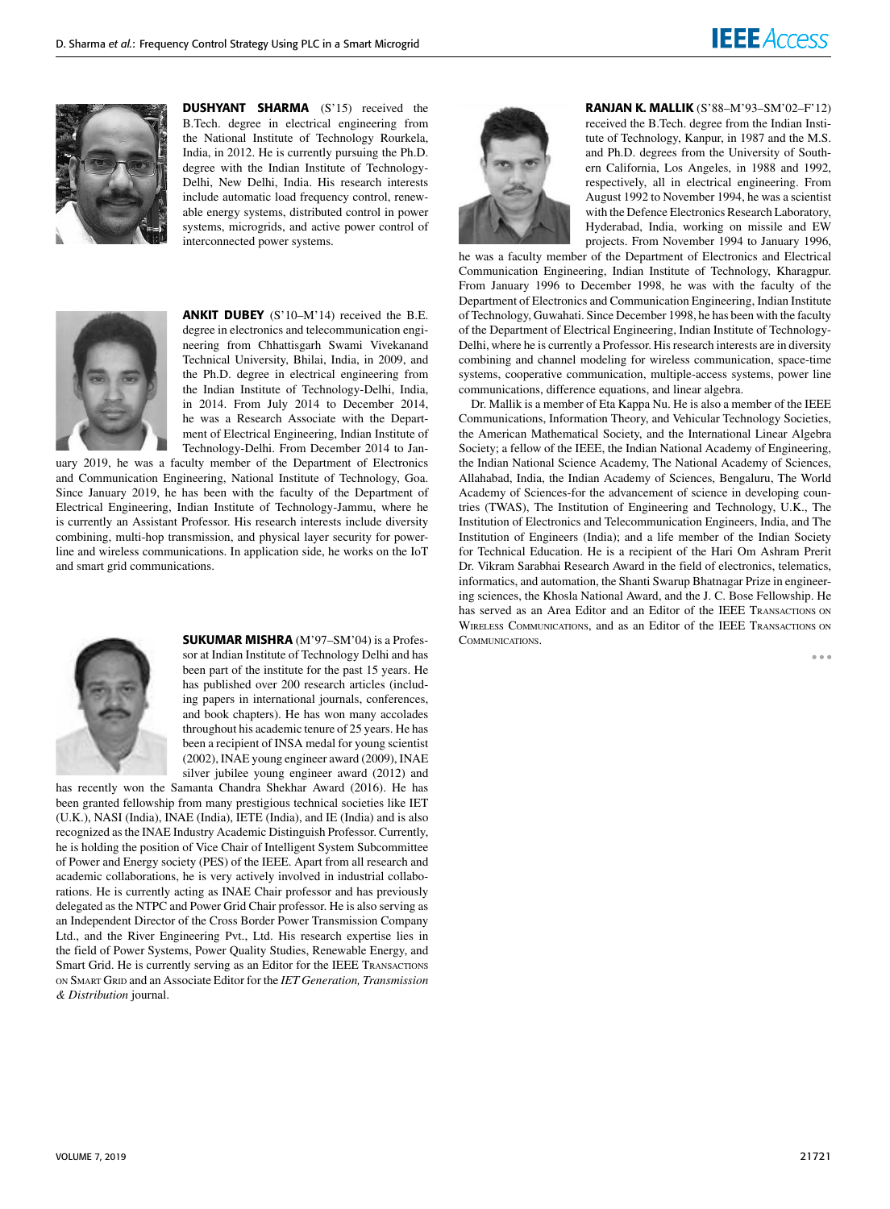**DUSHYANT SHARMA** (S'15) received the B.Tech. degree in electrical engineering from the National Institute of Technology Rourkela, India, in 2012. He is currently pursuing the Ph.D. degree with the Indian Institute of Technology-Delhi, New Delhi, India. His research interests include automatic load frequency control, renewable energy systems, distributed control in power systems, microgrids, and active power control of interconnected power systems.

**ANKIT DUBEY** (S'10–M'14) received the B.E. degree in electronics and telecommunication engineering from Chhattisgarh Swami Vivekanand Technical University, Bhilai, India, in 2009, and the Ph.D. degree in electrical engineering from the Indian Institute of Technology-Delhi, India, in 2014. From July 2014 to December 2014, he was a Research Associate with the Department of Electrical Engineering, Indian Institute of Technology-Delhi. From December 2014 to January 2019, he was a faculty member of the Department of Electronics and Communication Engineering, National Institute of Technology, Goa. Since January 2019, he has been with the faculty of the Department of Electrical Engineering, Indian Institute of Technology-Jammu, where he is currently an Assistant Professor. His research interests include diversity combining, multi-hop transmission, and physical layer security for powerline and wireless communications. In application side, he works on the IoT and smart grid communications.

**SUKUMAR MISHRA** (M'97–SM'04) is a Professor at Indian Institute of Technology Delhi and has been part of the institute for the past 15 years. He has published over 200 research articles (including papers in international journals, conferences, and book chapters). He has won many accolades throughout his academic tenure of 25 years. He has been a recipient of INSA medal for young scientist (2002), INAE young engineer award (2009), INAE silver jubilee young engineer award (2012) and has recently won the Samanta Chandra Shekhar Award (2016). He has been granted fellowship from many prestigious technical societies like IET (U.K.), NASI (India), INAE (India), IETE (India) and IE (India) and is also recognized as the INAE Industry Academic Distinguish Professor. Currently, he is holding the position of Vice Chair of Intelligent System Subcommittee of Power and Energy society (PES) of the IEEE. Apart from all research and academic collaborations, he is very actively involved in industrial collaborations. He is currently acting as INAE Chair professor and has previously delegated as the NTPC and Power Grid Chair professor. He is also serving as an Independent Director of the Cross Border Power Transmission Company Ltd., and the River Engineering Pvt., Ltd. His research expertise lies in the field of Power Systems, Power Quality Studies, Renewable Energy, and Smart Grid. He is currently serving as an Editor for the IEEE TRANSACTIONS ON SMART GRID and an Associate Editor for the *IET Generation, Transmission & Distribution* journal.

**RANJAN K. MALLIK** (S'88–M'93–SM'02–F'12) received the B.Tech. degree from the Indian Institute of Technology, Kanpur, in 1987 and the M.S. and Ph.D. degrees from the University of Southern California, Los Angeles, in 1988 and 1992, respectively, all in electrical engineering. From August 1992 to November 1994, he was a scientist with the Defence Electronics Research Laboratory, Hyderabad, India, working on missile and EW projects. From November 1994 to January 1996, he was a faculty member of the Department of Electronics and Electrical Communication Engineering, Indian Institute of Technology, Kharagpur. From January 1996 to December 1998, he was with the faculty of the Department of Electronics and Communication Engineering, Indian Institute of Technology, Guwahati. Since December 1998, he has been with the faculty of the Department of Electrical Engineering, Indian Institute of Technology-Delhi, where he is currently a Professor. His research interests are in diversity combining and channel modeling for wireless communication, space-time systems, cooperative communication, multiple-access systems, power line communications, difference equations, and linear algebra.

Dr. Mallik is a member of Eta Kappa Nu. He is also a member of the IEEE Communications, Information Theory, and Vehicular Technology Societies, the American Mathematical Society, and the International Linear Algebra Society; a fellow of the IEEE, the Indian National Academy of Engineering, the Indian National Science Academy, The National Academy of Sciences, Allahabad, India, the Indian Academy of Sciences, Bengaluru, The World Academy of Sciences-for the advancement of science in developing countries (TWAS), The Institution of Engineering and Technology, U.K., The Institution of Electronics and Telecommunication Engineers, India, and The Institution of Engineers (India); and a life member of the Indian Society for Technical Education. He is a recipient of the Hari Om Ashram Prerit Dr. Vikram Sarabhai Research Award in the field of electronics, telematics, informatics, and automation, the Shanti Swarup Bhatnagar Prize in engineering sciences, the Khosla National Award, and the J. C. Bose Fellowship. He has served as an Area Editor and an Editor of the IEEE TRANSACTIONS ON WIRELESS COMMUNICATIONS, and as an Editor of the IEEE TRANSACTIONS ON COMMUNICATIONS.